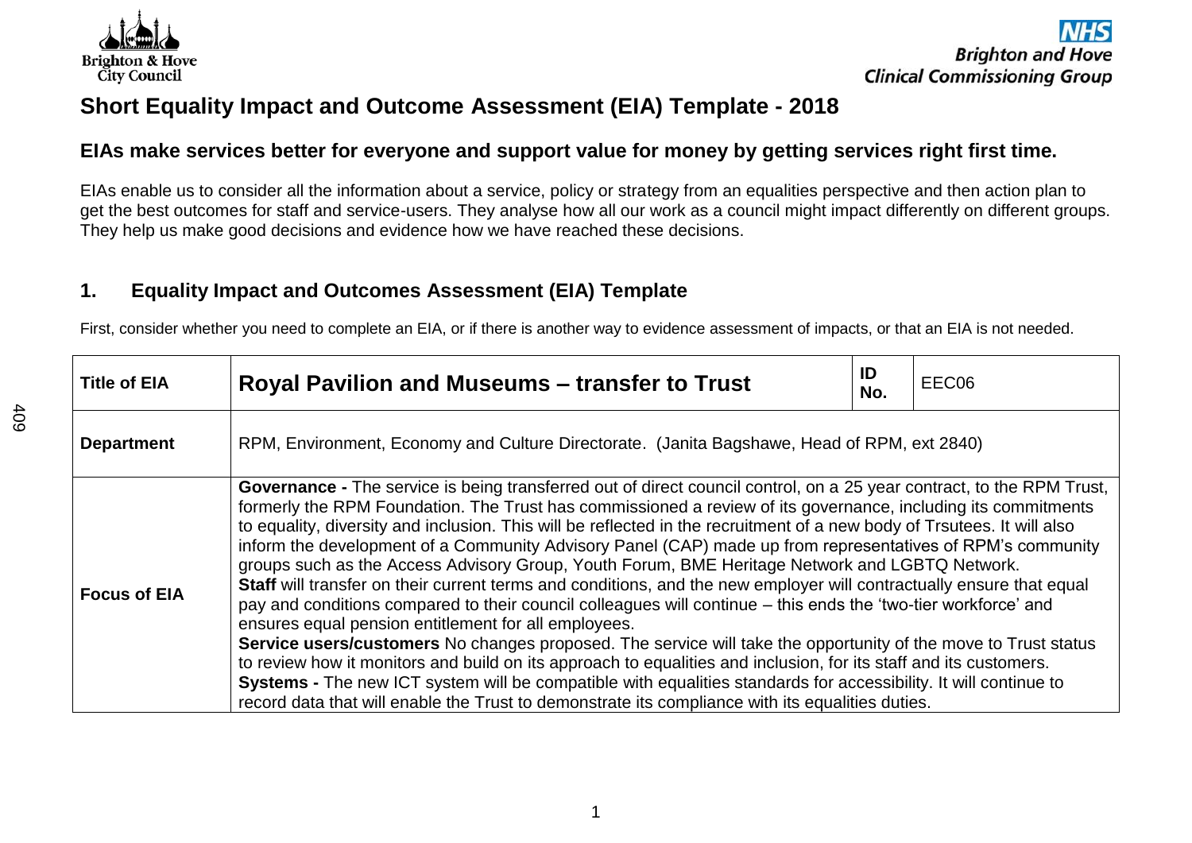# Short Equality Impact and Outcome Assessment (EIA) Template - 2018

## EIAs make services better for everyone and support value for money by getting services right first time.

EIAs enable us to consider all the information about a service, policy or strategy from an equalities perspective and then action plan to get the best outcomes for staff and service-users. They analyse how all our work as a council might impact differently on different groups. They help us make good decisions and evidence how we have reached these decisions.

## 1. Equality Impact and Outcomes Assessment (EIA) Template

First, consider whether you need to complete an EIA, or if there is another way to evidence assessment of impacts, or that an EIA is not needed.

| **Title of EIA** | **Royal Pavilion and Museums – transfer to Trust** | **ID No.** | EEC06 |
|---|---|---|---|
| **Department** | RPM, Environment, Economy and Culture Directorate. (Janita Bagshawe, Head of RPM, ext 2840) | | |
| **Focus of EIA** | **Governance -** The service is being transferred out of direct council control, on a 25 year contract, to the RPM Trust, formerly the RPM Foundation. The Trust has commissioned a review of its governance, including its commitments to equality, diversity and inclusion. This will be reflected in the recruitment of a new body of Trsutees. It will also inform the development of a Community Advisory Panel (CAP) made up from representatives of RPM's community groups such as the Access Advisory Group, Youth Forum, BME Heritage Network and LGBTQ Network.<br>**Staff** will transfer on their current terms and conditions, and the new employer will contractually ensure that equal pay and conditions compared to their council colleagues will continue – this ends the 'two-tier workforce' and ensures equal pension entitlement for all employees.<br>**Service users/customers** No changes proposed. The service will take the opportunity of the move to Trust status to review how it monitors and build on its approach to equalities and inclusion, for its staff and its customers.<br>**Systems -** The new ICT system will be compatible with equalities standards for accessibility. It will continue to record data that will enable the Trust to demonstrate its compliance with its equalities duties. | | |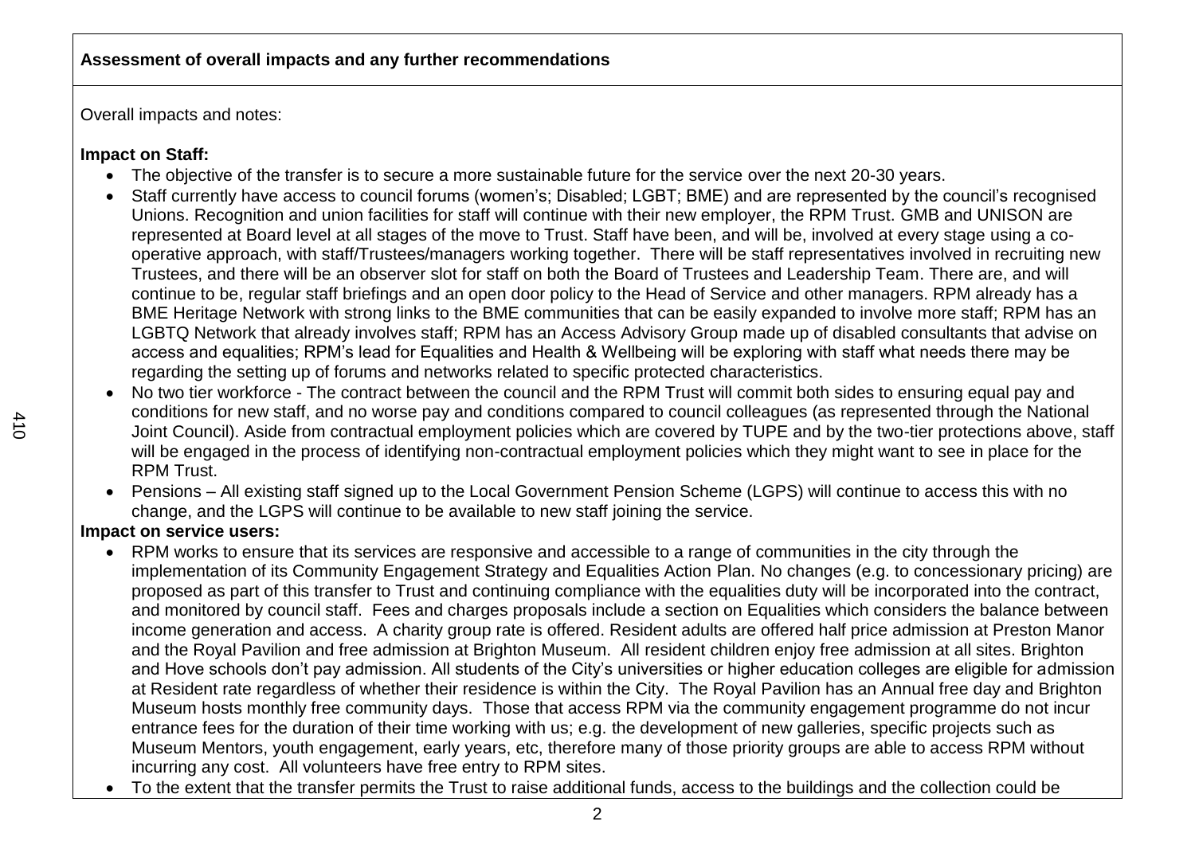**Assessment of overall impacts and any further recommendations**

Overall impacts and notes:

**Impact on Staff:**

- The objective of the transfer is to secure a more sustainable future for the service over the next 20-30 years.
- Staff currently have access to council forums (women's; Disabled; LGBT; BME) and are represented by the council's recognised Unions. Recognition and union facilities for staff will continue with their new employer, the RPM Trust. GMB and UNISON are represented at Board level at all stages of the move to Trust. Staff have been, and will be, involved at every stage using a co-operative approach, with staff/Trustees/managers working together. There will be staff representatives involved in recruiting new Trustees, and there will be an observer slot for staff on both the Board of Trustees and Leadership Team. There are, and will continue to be, regular staff briefings and an open door policy to the Head of Service and other managers. RPM already has a BME Heritage Network with strong links to the BME communities that can be easily expanded to involve more staff; RPM has an LGBTQ Network that already involves staff; RPM has an Access Advisory Group made up of disabled consultants that advise on access and equalities; RPM's lead for Equalities and Health & Wellbeing will be exploring with staff what needs there may be regarding the setting up of forums and networks related to specific protected characteristics.
- No two tier workforce - The contract between the council and the RPM Trust will commit both sides to ensuring equal pay and conditions for new staff, and no worse pay and conditions compared to council colleagues (as represented through the National Joint Council). Aside from contractual employment policies which are covered by TUPE and by the two-tier protections above, staff will be engaged in the process of identifying non-contractual employment policies which they might want to see in place for the RPM Trust.
- Pensions – All existing staff signed up to the Local Government Pension Scheme (LGPS) will continue to access this with no change, and the LGPS will continue to be available to new staff joining the service.

**Impact on service users:**

- RPM works to ensure that its services are responsive and accessible to a range of communities in the city through the implementation of its Community Engagement Strategy and Equalities Action Plan. No changes (e.g. to concessionary pricing) are proposed as part of this transfer to Trust and continuing compliance with the equalities duty will be incorporated into the contract, and monitored by council staff. Fees and charges proposals include a section on Equalities which considers the balance between income generation and access. A charity group rate is offered. Resident adults are offered half price admission at Preston Manor and the Royal Pavilion and free admission at Brighton Museum. All resident children enjoy free admission at all sites. Brighton and Hove schools don't pay admission. All students of the City's universities or higher education colleges are eligible for admission at Resident rate regardless of whether their residence is within the City. The Royal Pavilion has an Annual free day and Brighton Museum hosts monthly free community days. Those that access RPM via the community engagement programme do not incur entrance fees for the duration of their time working with us; e.g. the development of new galleries, specific projects such as Museum Mentors, youth engagement, early years, etc, therefore many of those priority groups are able to access RPM without incurring any cost. All volunteers have free entry to RPM sites.
- To the extent that the transfer permits the Trust to raise additional funds, access to the buildings and the collection could be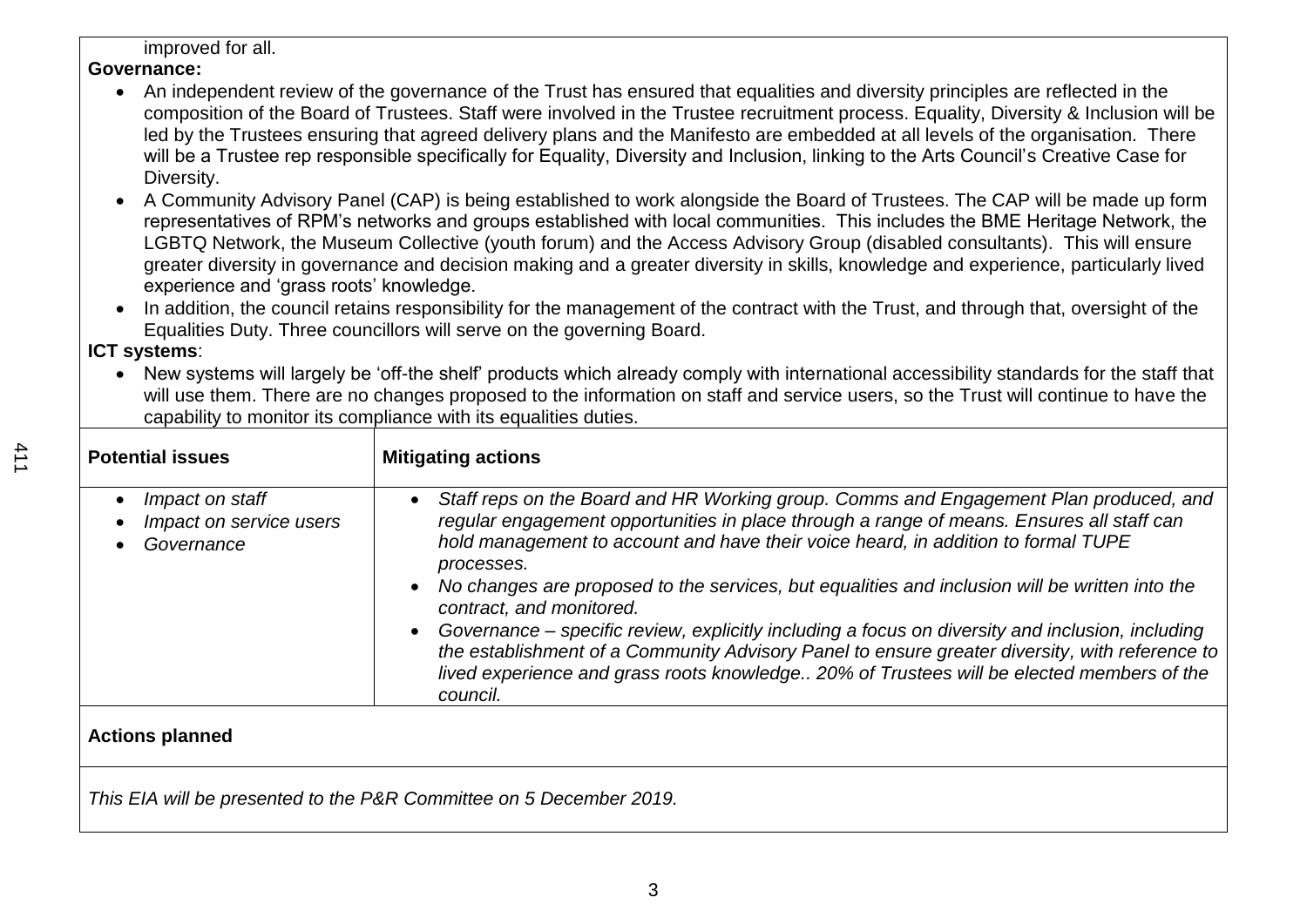improved for all.

**Governance:**

- An independent review of the governance of the Trust has ensured that equalities and diversity principles are reflected in the composition of the Board of Trustees. Staff were involved in the Trustee recruitment process. Equality, Diversity & Inclusion will be led by the Trustees ensuring that agreed delivery plans and the Manifesto are embedded at all levels of the organisation. There will be a Trustee rep responsible specifically for Equality, Diversity and Inclusion, linking to the Arts Council's Creative Case for Diversity.
- A Community Advisory Panel (CAP) is being established to work alongside the Board of Trustees. The CAP will be made up form representatives of RPM's networks and groups established with local communities. This includes the BME Heritage Network, the LGBTQ Network, the Museum Collective (youth forum) and the Access Advisory Group (disabled consultants). This will ensure greater diversity in governance and decision making and a greater diversity in skills, knowledge and experience, particularly lived experience and 'grass roots' knowledge.
- In addition, the council retains responsibility for the management of the contract with the Trust, and through that, oversight of the Equalities Duty. Three councillors will serve on the governing Board.

**ICT systems**:

- New systems will largely be 'off-the shelf' products which already comply with international accessibility standards for the staff that will use them. There are no changes proposed to the information on staff and service users, so the Trust will continue to have the capability to monitor its compliance with its equalities duties.

| **Potential issues** | **Mitigating actions** |
|---|---|
| • *Impact on staff*<br>• *Impact on service users*<br>• *Governance* | • *Staff reps on the Board and HR Working group. Comms and Engagement Plan produced, and regular engagement opportunities in place through a range of means. Ensures all staff can hold management to account and have their voice heard, in addition to formal TUPE processes.*<br>• *No changes are proposed to the services, but equalities and inclusion will be written into the contract, and monitored.*<br>• *Governance – specific review, explicitly including a focus on diversity and inclusion, including the establishment of a Community Advisory Panel to ensure greater diversity, with reference to lived experience and grass roots knowledge.. 20% of Trustees will be elected members of the council.* |

**Actions planned**

*This EIA will be presented to the P&R Committee on 5 December 2019.*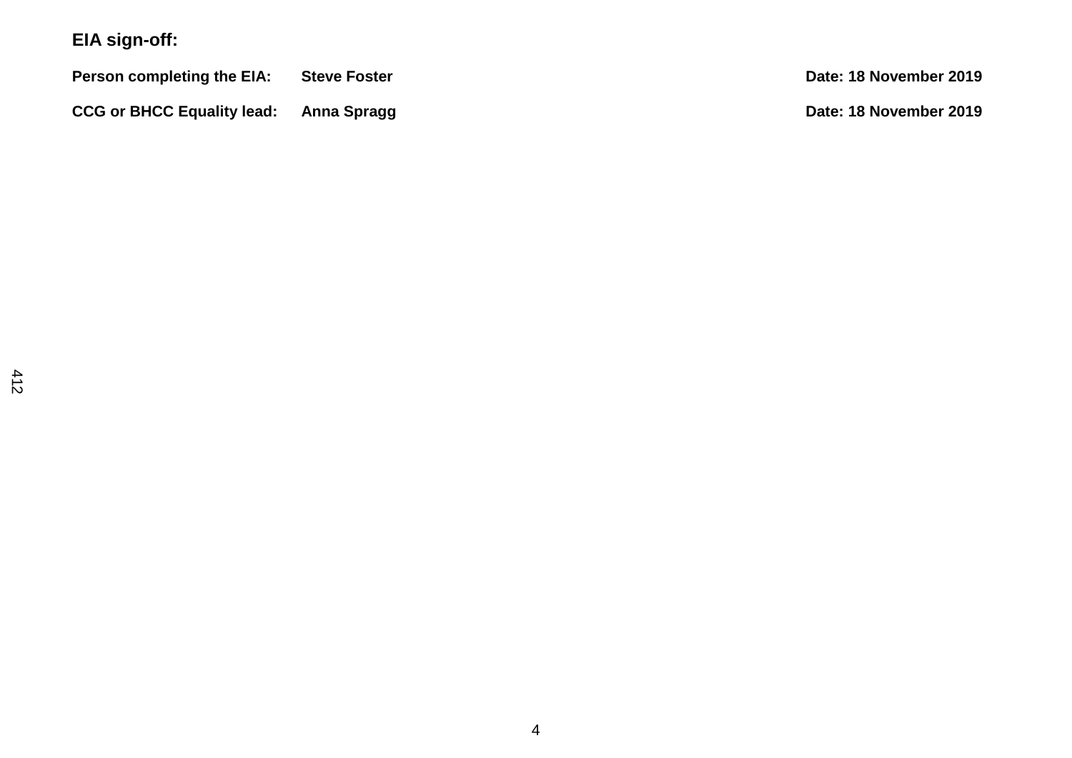**EIA sign-off:**

**Person completing the EIA:** **Steve Foster** **Date: 18 November 2019**

**CCG or BHCC Equality lead:** **Anna Spragg** **Date: 18 November 2019**